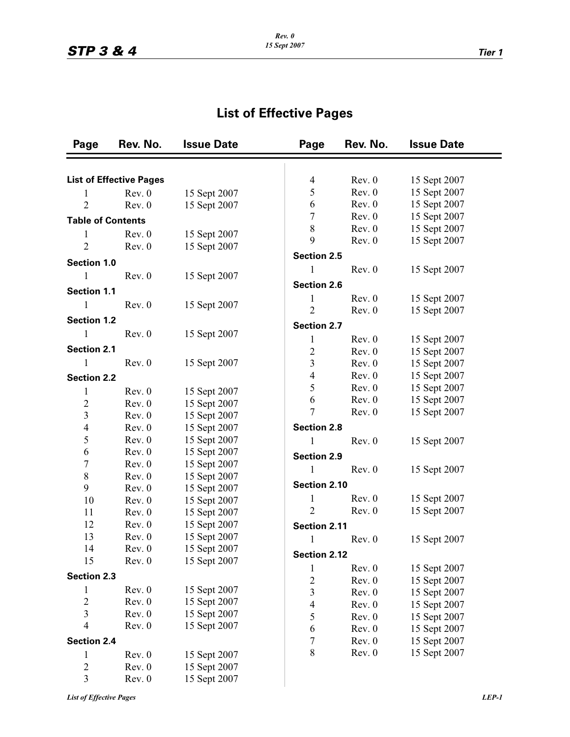# List of Effective Pages

| Page | Rev. No. | Issue Date |
|---|---|---|
| **List of Effective Pages** | | |
| 1 | Rev. 0 | 15 Sept 2007 |
| 2 | Rev. 0 | 15 Sept 2007 |
| **Table of Contents** | | |
| 1 | Rev. 0 | 15 Sept 2007 |
| 2 | Rev. 0 | 15 Sept 2007 |
| **Section 1.0** | | |
| 1 | Rev. 0 | 15 Sept 2007 |
| **Section 1.1** | | |
| 1 | Rev. 0 | 15 Sept 2007 |
| **Section 1.2** | | |
| 1 | Rev. 0 | 15 Sept 2007 |
| **Section 2.1** | | |
| 1 | Rev. 0 | 15 Sept 2007 |
| **Section 2.2** | | |
| 1 | Rev. 0 | 15 Sept 2007 |
| 2 | Rev. 0 | 15 Sept 2007 |
| 3 | Rev. 0 | 15 Sept 2007 |
| 4 | Rev. 0 | 15 Sept 2007 |
| 5 | Rev. 0 | 15 Sept 2007 |
| 6 | Rev. 0 | 15 Sept 2007 |
| 7 | Rev. 0 | 15 Sept 2007 |
| 8 | Rev. 0 | 15 Sept 2007 |
| 9 | Rev. 0 | 15 Sept 2007 |
| 10 | Rev. 0 | 15 Sept 2007 |
| 11 | Rev. 0 | 15 Sept 2007 |
| 12 | Rev. 0 | 15 Sept 2007 |
| 13 | Rev. 0 | 15 Sept 2007 |
| 14 | Rev. 0 | 15 Sept 2007 |
| 15 | Rev. 0 | 15 Sept 2007 |
| **Section 2.3** | | |
| 1 | Rev. 0 | 15 Sept 2007 |
| 2 | Rev. 0 | 15 Sept 2007 |
| 3 | Rev. 0 | 15 Sept 2007 |
| 4 | Rev. 0 | 15 Sept 2007 |
| **Section 2.4** | | |
| 1 | Rev. 0 | 15 Sept 2007 |
| 2 | Rev. 0 | 15 Sept 2007 |
| 3 | Rev. 0 | 15 Sept 2007 |
| 4 | Rev. 0 | 15 Sept 2007 |
| 5 | Rev. 0 | 15 Sept 2007 |
| 6 | Rev. 0 | 15 Sept 2007 |
| 7 | Rev. 0 | 15 Sept 2007 |
| 8 | Rev. 0 | 15 Sept 2007 |
| 9 | Rev. 0 | 15 Sept 2007 |
| **Section 2.5** | | |
| 1 | Rev. 0 | 15 Sept 2007 |
| **Section 2.6** | | |
| 1 | Rev. 0 | 15 Sept 2007 |
| 2 | Rev. 0 | 15 Sept 2007 |
| **Section 2.7** | | |
| 1 | Rev. 0 | 15 Sept 2007 |
| 2 | Rev. 0 | 15 Sept 2007 |
| 3 | Rev. 0 | 15 Sept 2007 |
| 4 | Rev. 0 | 15 Sept 2007 |
| 5 | Rev. 0 | 15 Sept 2007 |
| 6 | Rev. 0 | 15 Sept 2007 |
| 7 | Rev. 0 | 15 Sept 2007 |
| **Section 2.8** | | |
| 1 | Rev. 0 | 15 Sept 2007 |
| **Section 2.9** | | |
| 1 | Rev. 0 | 15 Sept 2007 |
| **Section 2.10** | | |
| 1 | Rev. 0 | 15 Sept 2007 |
| 2 | Rev. 0 | 15 Sept 2007 |
| **Section 2.11** | | |
| 1 | Rev. 0 | 15 Sept 2007 |
| **Section 2.12** | | |
| 1 | Rev. 0 | 15 Sept 2007 |
| 2 | Rev. 0 | 15 Sept 2007 |
| 3 | Rev. 0 | 15 Sept 2007 |
| 4 | Rev. 0 | 15 Sept 2007 |
| 5 | Rev. 0 | 15 Sept 2007 |
| 6 | Rev. 0 | 15 Sept 2007 |
| 7 | Rev. 0 | 15 Sept 2007 |
| 8 | Rev. 0 | 15 Sept 2007 |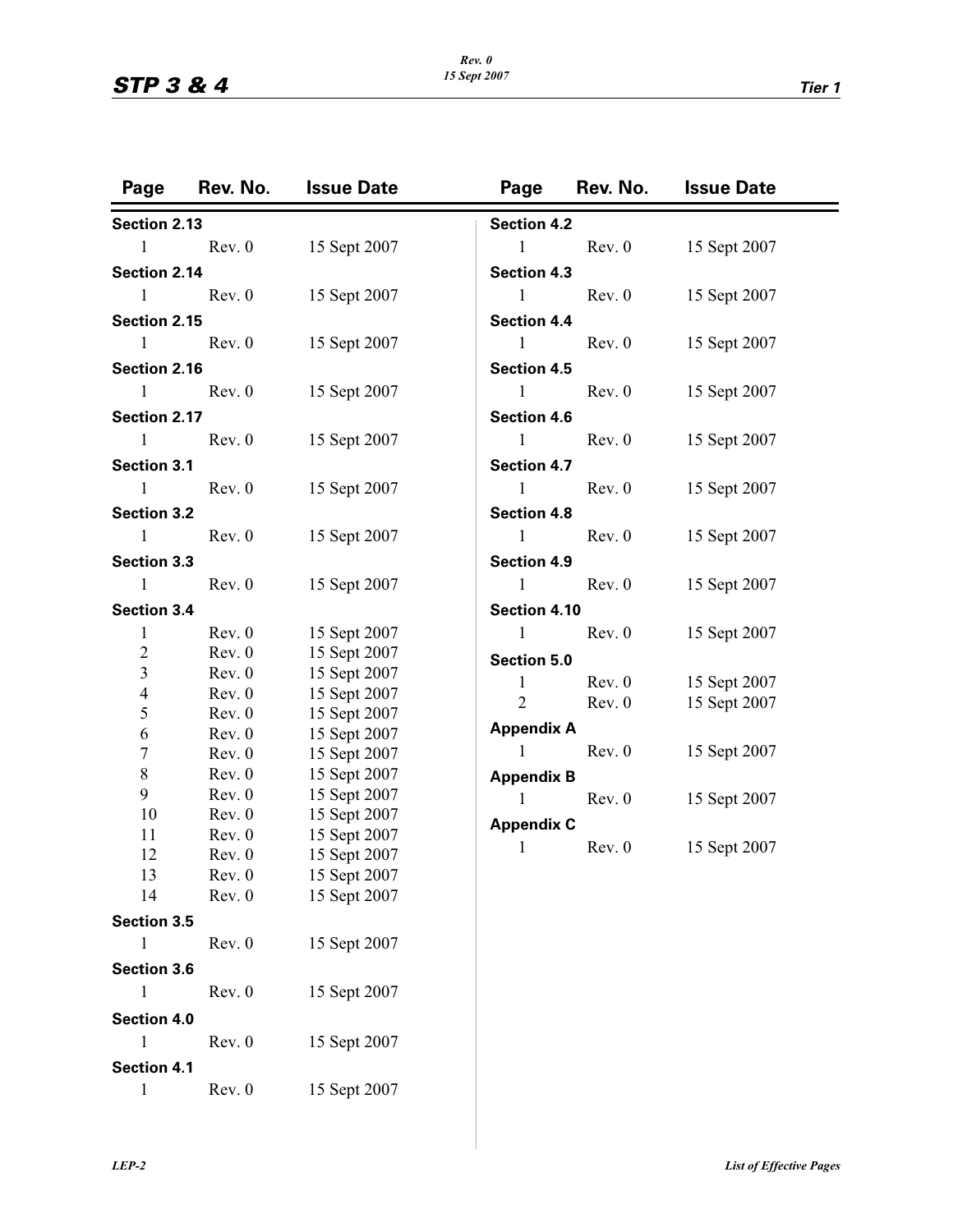| Page | Rev. No. | Issue Date |
|---|---|---|
| **Section 2.13** | | |
| 1 | Rev. 0 | 15 Sept 2007 |
| **Section 2.14** | | |
| 1 | Rev. 0 | 15 Sept 2007 |
| **Section 2.15** | | |
| 1 | Rev. 0 | 15 Sept 2007 |
| **Section 2.16** | | |
| 1 | Rev. 0 | 15 Sept 2007 |
| **Section 2.17** | | |
| 1 | Rev. 0 | 15 Sept 2007 |
| **Section 3.1** | | |
| 1 | Rev. 0 | 15 Sept 2007 |
| **Section 3.2** | | |
| 1 | Rev. 0 | 15 Sept 2007 |
| **Section 3.3** | | |
| 1 | Rev. 0 | 15 Sept 2007 |
| **Section 3.4** | | |
| 1 | Rev. 0 | 15 Sept 2007 |
| 2 | Rev. 0 | 15 Sept 2007 |
| 3 | Rev. 0 | 15 Sept 2007 |
| 4 | Rev. 0 | 15 Sept 2007 |
| 5 | Rev. 0 | 15 Sept 2007 |
| 6 | Rev. 0 | 15 Sept 2007 |
| 7 | Rev. 0 | 15 Sept 2007 |
| 8 | Rev. 0 | 15 Sept 2007 |
| 9 | Rev. 0 | 15 Sept 2007 |
| 10 | Rev. 0 | 15 Sept 2007 |
| 11 | Rev. 0 | 15 Sept 2007 |
| 12 | Rev. 0 | 15 Sept 2007 |
| 13 | Rev. 0 | 15 Sept 2007 |
| 14 | Rev. 0 | 15 Sept 2007 |
| **Section 3.5** | | |
| 1 | Rev. 0 | 15 Sept 2007 |
| **Section 3.6** | | |
| 1 | Rev. 0 | 15 Sept 2007 |
| **Section 4.0** | | |
| 1 | Rev. 0 | 15 Sept 2007 |
| **Section 4.1** | | |
| 1 | Rev. 0 | 15 Sept 2007 |
| **Section 4.2** | | |
| 1 | Rev. 0 | 15 Sept 2007 |
| **Section 4.3** | | |
| 1 | Rev. 0 | 15 Sept 2007 |
| **Section 4.4** | | |
| 1 | Rev. 0 | 15 Sept 2007 |
| **Section 4.5** | | |
| 1 | Rev. 0 | 15 Sept 2007 |
| **Section 4.6** | | |
| 1 | Rev. 0 | 15 Sept 2007 |
| **Section 4.7** | | |
| 1 | Rev. 0 | 15 Sept 2007 |
| **Section 4.8** | | |
| 1 | Rev. 0 | 15 Sept 2007 |
| **Section 4.9** | | |
| 1 | Rev. 0 | 15 Sept 2007 |
| **Section 4.10** | | |
| 1 | Rev. 0 | 15 Sept 2007 |
| **Section 5.0** | | |
| 1 | Rev. 0 | 15 Sept 2007 |
| 2 | Rev. 0 | 15 Sept 2007 |
| **Appendix A** | | |
| 1 | Rev. 0 | 15 Sept 2007 |
| **Appendix B** | | |
| 1 | Rev. 0 | 15 Sept 2007 |
| **Appendix C** | | |
| 1 | Rev. 0 | 15 Sept 2007 |